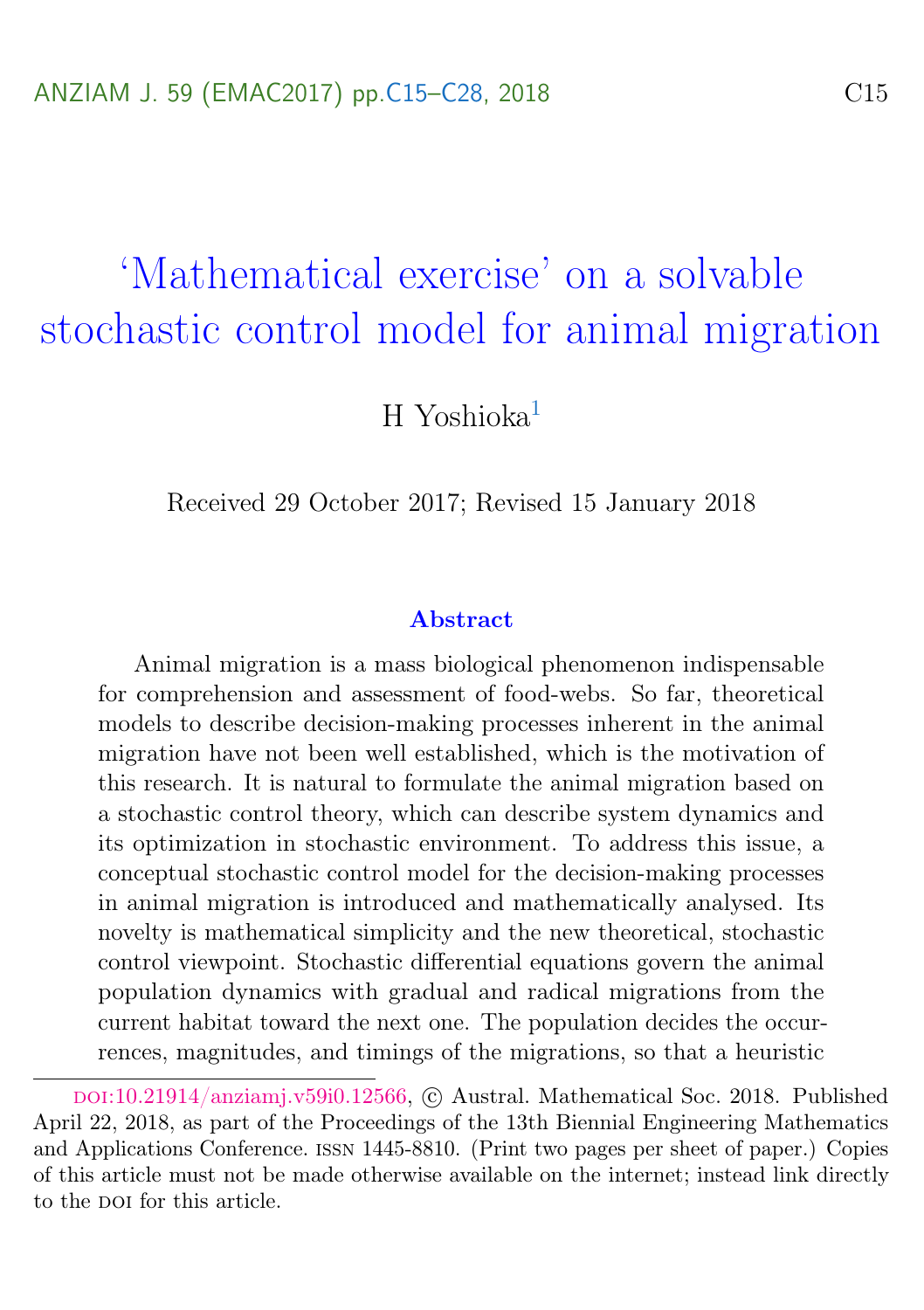# 'Mathematical exercise' on a solvable stochastic control model for animal migration

H Yoshioka[1]

Received 29 October 2017; Revised 15 January 2018

### Abstract

Animal migration is a mass biological phenomenon indispensable for comprehension and assessment of food-webs. So far, theoretical models to describe decision-making processes inherent in the animal migration have not been well established, which is the motivation of this research. It is natural to formulate the animal migration based on a stochastic control theory, which can describe system dynamics and its optimization in stochastic environment. To address this issue, a conceptual stochastic control model for the decision-making processes in animal migration is introduced and mathematically analysed. Its novelty is mathematical simplicity and the new theoretical, stochastic control viewpoint. Stochastic differential equations govern the animal population dynamics with gradual and radical migrations from the current habitat toward the next one. The population decides the occurrences, magnitudes, and timings of the migrations, so that a heuristic

---

doi:10.21914/anziamj.v59i0.12566, © Austral. Mathematical Soc. 2018. Published April 22, 2018, as part of the Proceedings of the 13th Biennial Engineering Mathematics and Applications Conference. issn 1445-8810. (Print two pages per sheet of paper.) Copies of this article must not be made otherwise available on the internet; instead link directly to the doi for this article.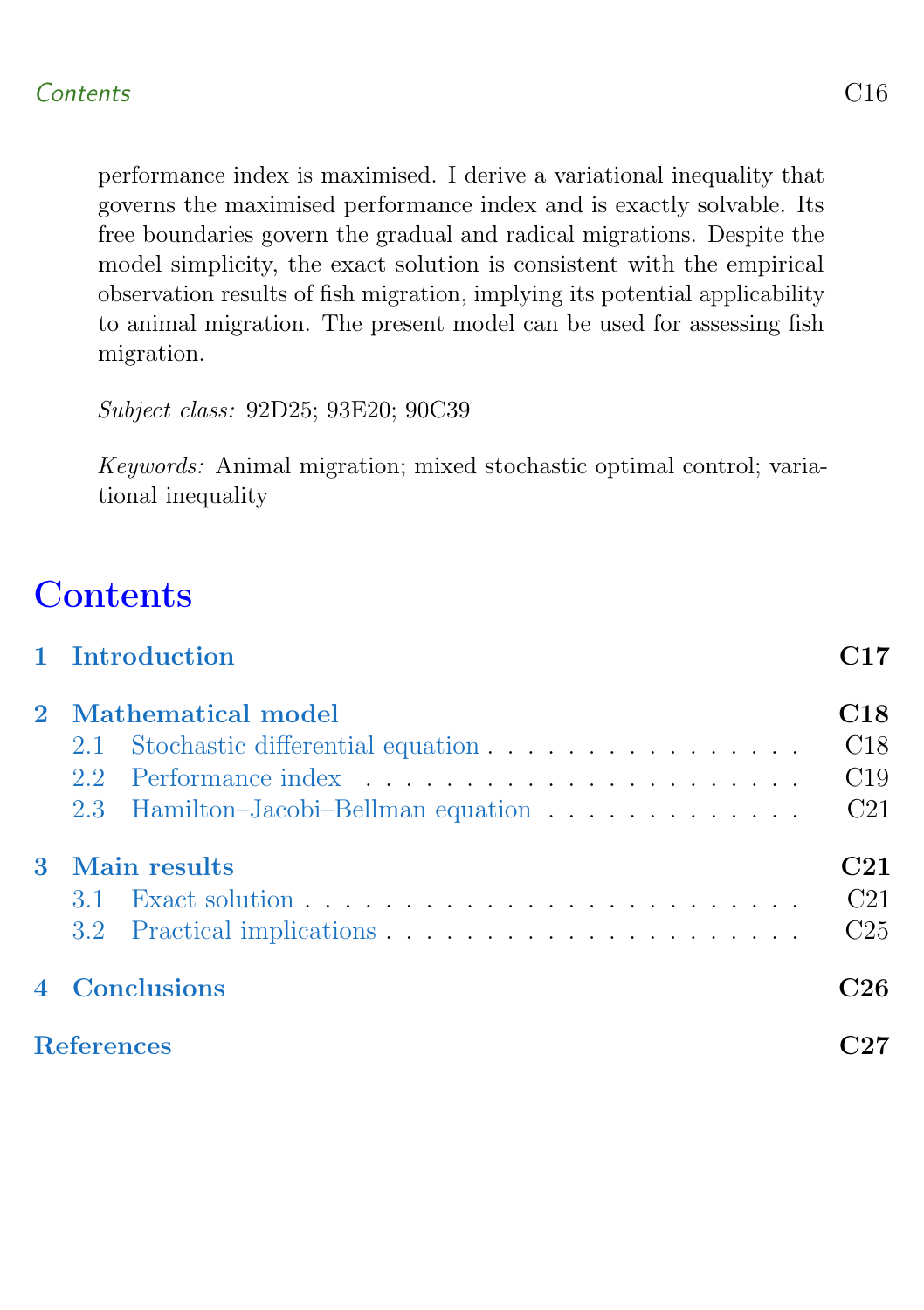performance index is maximised. I derive a variational inequality that governs the maximised performance index and is exactly solvable. Its free boundaries govern the gradual and radical migrations. Despite the model simplicity, the exact solution is consistent with the empirical observation results of fish migration, implying its potential applicability to animal migration. The present model can be used for assessing fish migration.

*Subject class:* 92D25; 93E20; 90C39

*Keywords:* Animal migration; mixed stochastic optimal control; variational inequality

# Contents

**1 Introduction** — C17

**2 Mathematical model** — C18
- 2.1 Stochastic differential equation — C18
- 2.2 Performance index — C19
- 2.3 Hamilton–Jacobi–Bellman equation — C21

**3 Main results** — C21
- 3.1 Exact solution — C21
- 3.2 Practical implications — C25

**4 Conclusions** — C26

**References** — C27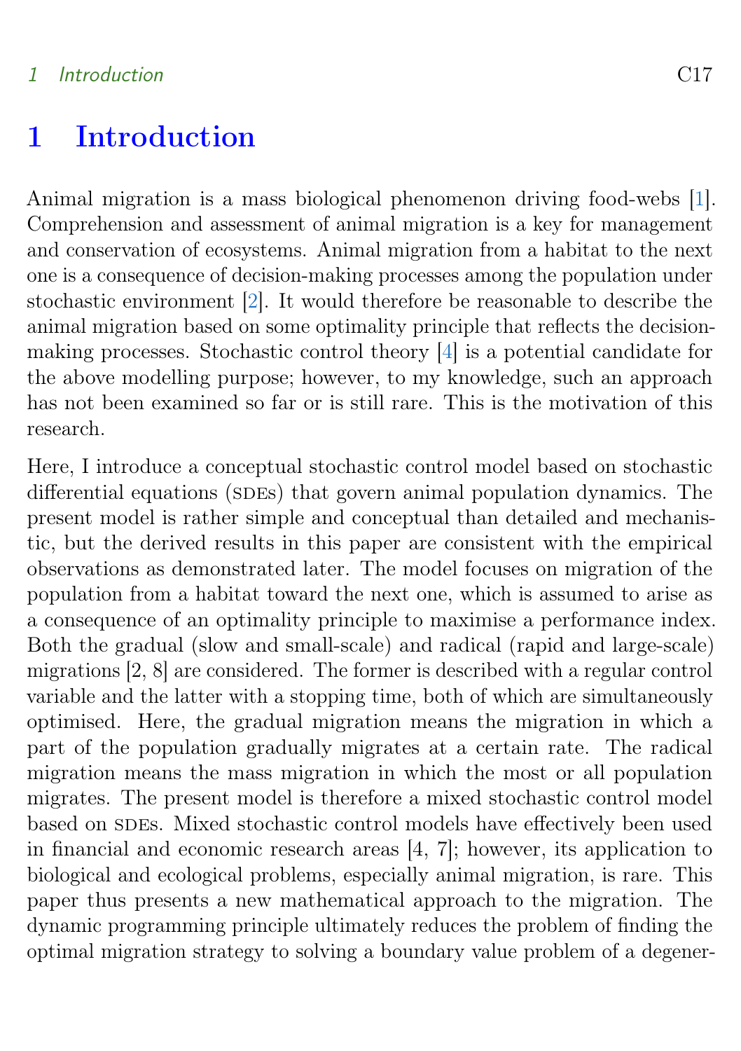# 1 Introduction

Animal migration is a mass biological phenomenon driving food-webs [1]. Comprehension and assessment of animal migration is a key for management and conservation of ecosystems. Animal migration from a habitat to the next one is a consequence of decision-making processes among the population under stochastic environment [2]. It would therefore be reasonable to describe the animal migration based on some optimality principle that reflects the decision-making processes. Stochastic control theory [4] is a potential candidate for the above modelling purpose; however, to my knowledge, such an approach has not been examined so far or is still rare. This is the motivation of this research.

Here, I introduce a conceptual stochastic control model based on stochastic differential equations (SDEs) that govern animal population dynamics. The present model is rather simple and conceptual than detailed and mechanistic, but the derived results in this paper are consistent with the empirical observations as demonstrated later. The model focuses on migration of the population from a habitat toward the next one, which is assumed to arise as a consequence of an optimality principle to maximise a performance index. Both the gradual (slow and small-scale) and radical (rapid and large-scale) migrations [2, 8] are considered. The former is described with a regular control variable and the latter with a stopping time, both of which are simultaneously optimised. Here, the gradual migration means the migration in which a part of the population gradually migrates at a certain rate. The radical migration means the mass migration in which the most or all population migrates. The present model is therefore a mixed stochastic control model based on SDEs. Mixed stochastic control models have effectively been used in financial and economic research areas [4, 7]; however, its application to biological and ecological problems, especially animal migration, is rare. This paper thus presents a new mathematical approach to the migration. The dynamic programming principle ultimately reduces the problem of finding the optimal migration strategy to solving a boundary value problem of a degener-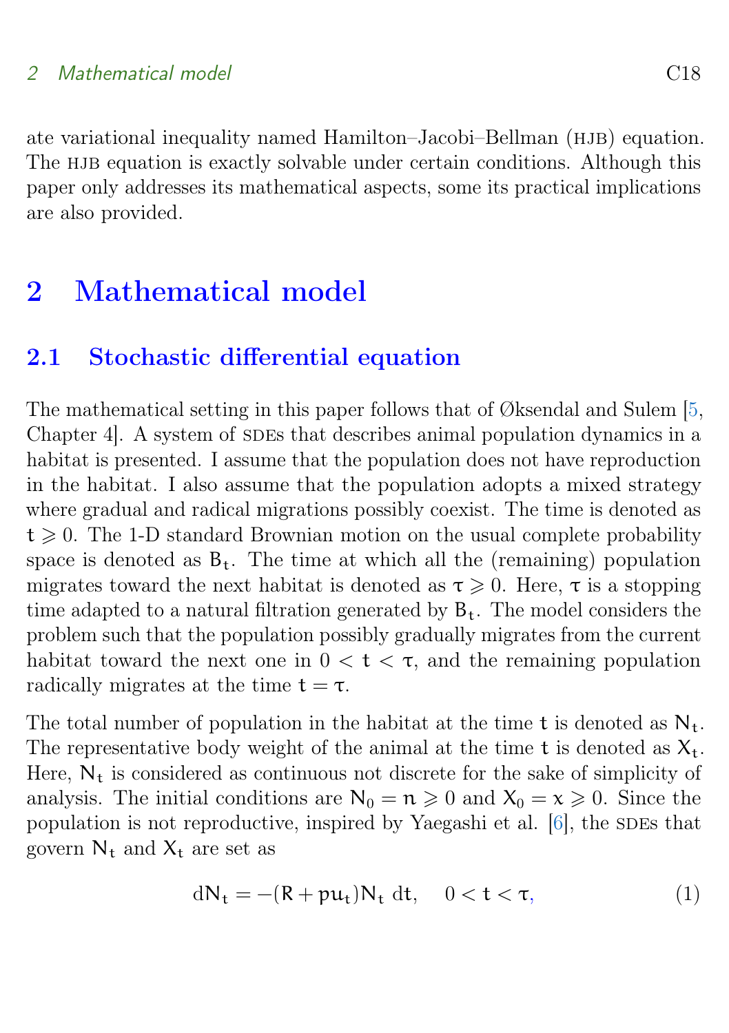ate variational inequality named Hamilton–Jacobi–Bellman (HJB) equation. The HJB equation is exactly solvable under certain conditions. Although this paper only addresses its mathematical aspects, some its practical implications are also provided.

# 2 Mathematical model

## 2.1 Stochastic differential equation

The mathematical setting in this paper follows that of Øksendal and Sulem [5, Chapter 4]. A system of SDEs that describes animal population dynamics in a habitat is presented. I assume that the population does not have reproduction in the habitat. I also assume that the population adopts a mixed strategy where gradual and radical migrations possibly coexist. The time is denoted as $t \geqslant 0$. The 1-D standard Brownian motion on the usual complete probability space is denoted as $B_t$. The time at which all the (remaining) population migrates toward the next habitat is denoted as $\tau \geqslant 0$. Here, $\tau$ is a stopping time adapted to a natural filtration generated by $B_t$. The model considers the problem such that the population possibly gradually migrates from the current habitat toward the next one in $0 < t < \tau$, and the remaining population radically migrates at the time $t = \tau$.

The total number of population in the habitat at the time $t$ is denoted as $N_t$. The representative body weight of the animal at the time $t$ is denoted as $X_t$. Here, $N_t$ is considered as continuous not discrete for the sake of simplicity of analysis. The initial conditions are $N_0 = n \geqslant 0$ and $X_0 = x \geqslant 0$. Since the population is not reproductive, inspired by Yaegashi et al. [6], the SDEs that govern $N_t$ and $X_t$ are set as

$$dN_t = -(R + pu_t)N_t \, dt, \quad 0 < t < \tau, \tag{1}$$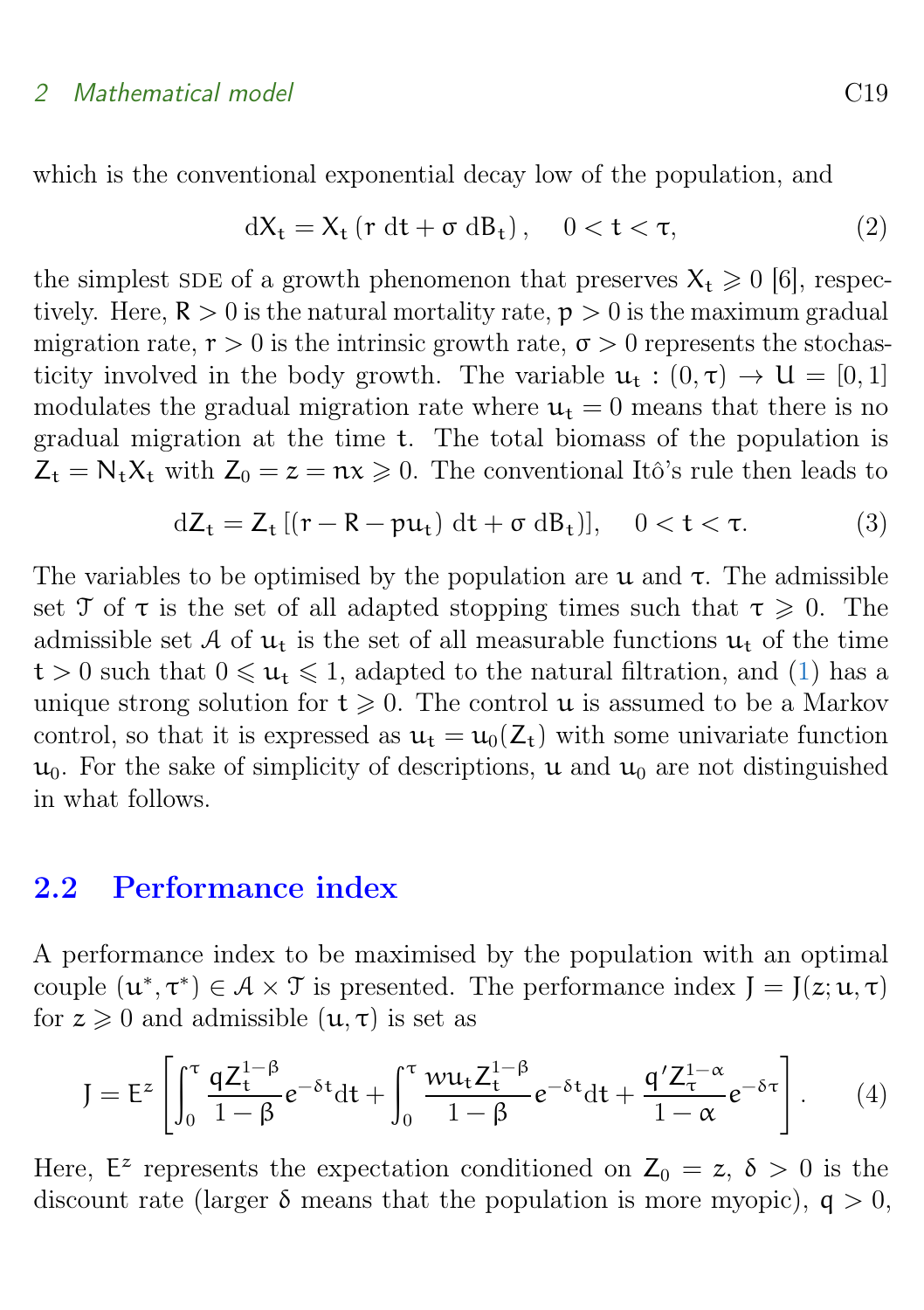which is the conventional exponential decay low of the population, and

$$dX_t = X_t \left( r \, dt + \sigma \, dB_t \right), \quad 0 < t < \tau, \tag{2}$$

the simplest SDE of a growth phenomenon that preserves $X_t \geqslant 0$ [6], respectively. Here, $R > 0$ is the natural mortality rate, $p > 0$ is the maximum gradual migration rate, $r > 0$ is the intrinsic growth rate, $\sigma > 0$ represents the stochasticity involved in the body growth. The variable $u_t : (0, \tau) \to U = [0, 1]$ modulates the gradual migration rate where $u_t = 0$ means that there is no gradual migration at the time $t$. The total biomass of the population is $Z_t = N_t X_t$ with $Z_0 = z = nx \geqslant 0$. The conventional Itô's rule then leads to

$$dZ_t = Z_t \left[ (r - R - p u_t) \, dt + \sigma \, dB_t ) \right], \quad 0 < t < \tau. \tag{3}$$

The variables to be optimised by the population are $u$ and $\tau$. The admissible set $\mathcal{T}$ of $\tau$ is the set of all adapted stopping times such that $\tau \geqslant 0$. The admissible set $\mathcal{A}$ of $u_t$ is the set of all measurable functions $u_t$ of the time $t > 0$ such that $0 \leqslant u_t \leqslant 1$, adapted to the natural filtration, and (1) has a unique strong solution for $t \geqslant 0$. The control $u$ is assumed to be a Markov control, so that it is expressed as $u_t = u_0(Z_t)$ with some univariate function $u_0$. For the sake of simplicity of descriptions, $u$ and $u_0$ are not distinguished in what follows.

## 2.2 Performance index

A performance index to be maximised by the population with an optimal couple $(u^*, \tau^*) \in \mathcal{A} \times \mathcal{T}$ is presented. The performance index $J = J(z; u, \tau)$ for $z \geqslant 0$ and admissible $(u, \tau)$ is set as

$$J = E^z \left[ \int_0^\tau \frac{q Z_t^{1-\beta}}{1 - \beta} e^{-\delta t} dt + \int_0^\tau \frac{w u_t Z_t^{1-\beta}}{1 - \beta} e^{-\delta t} dt + \frac{q' Z_\tau^{1-\alpha}}{1 - \alpha} e^{-\delta \tau} \right]. \tag{4}$$

Here, $E^z$ represents the expectation conditioned on $Z_0 = z$, $\delta > 0$ is the discount rate (larger $\delta$ means that the population is more myopic), $q > 0$,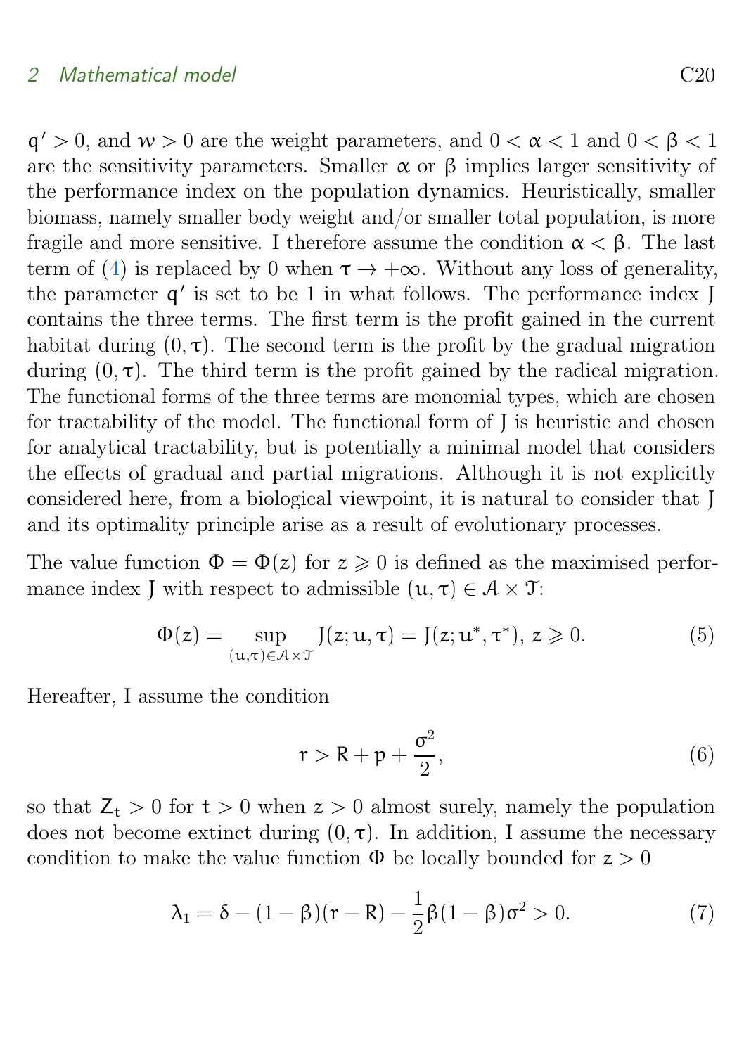$q' > 0$, and $w > 0$ are the weight parameters, and $0 < \alpha < 1$ and $0 < \beta < 1$ are the sensitivity parameters. Smaller $\alpha$ or $\beta$ implies larger sensitivity of the performance index on the population dynamics. Heuristically, smaller biomass, namely smaller body weight and/or smaller total population, is more fragile and more sensitive. I therefore assume the condition $\alpha < \beta$. The last term of (4) is replaced by 0 when $\tau \to +\infty$. Without any loss of generality, the parameter $q'$ is set to be 1 in what follows. The performance index $J$ contains the three terms. The first term is the profit gained in the current habitat during $(0, \tau)$. The second term is the profit by the gradual migration during $(0, \tau)$. The third term is the profit gained by the radical migration. The functional forms of the three terms are monomial types, which are chosen for tractability of the model. The functional form of $J$ is heuristic and chosen for analytical tractability, but is potentially a minimal model that considers the effects of gradual and partial migrations. Although it is not explicitly considered here, from a biological viewpoint, it is natural to consider that $J$ and its optimality principle arise as a result of evolutionary processes.

The value function $\Phi = \Phi(z)$ for $z \geqslant 0$ is defined as the maximised performance index $J$ with respect to admissible $(u, \tau) \in \mathcal{A} \times \mathcal{T}$:

$$\Phi(z) = \sup_{(u,\tau) \in \mathcal{A} \times \mathcal{T}} J(z; u, \tau) = J(z; u^*, \tau^*),\ z \geqslant 0. \tag{5}$$

Hereafter, I assume the condition

$$r > R + p + \frac{\sigma^2}{2}, \tag{6}$$

so that $Z_t > 0$ for $t > 0$ when $z > 0$ almost surely, namely the population does not become extinct during $(0, \tau)$. In addition, I assume the necessary condition to make the value function $\Phi$ be locally bounded for $z > 0$

$$\lambda_1 = \delta - (1 - \beta)(r - R) - \frac{1}{2}\beta(1 - \beta)\sigma^2 > 0. \tag{7}$$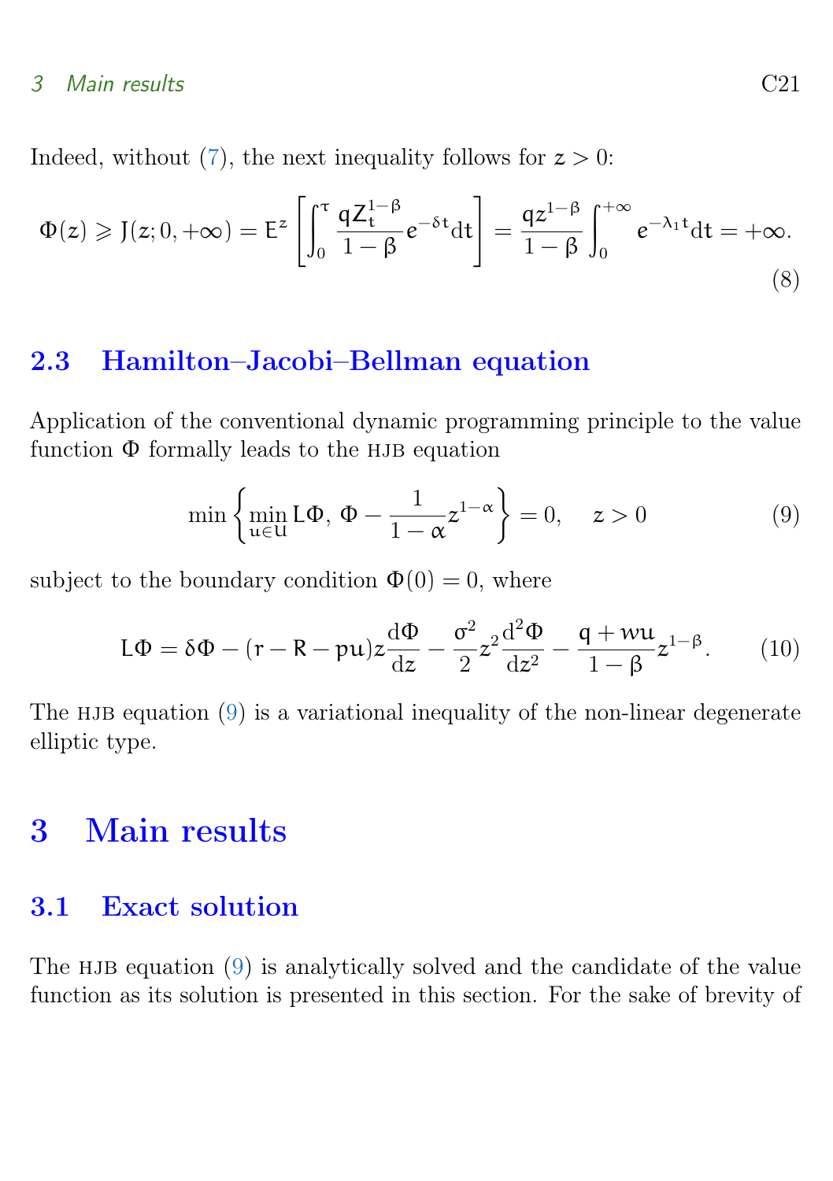Indeed, without (7), the next inequality follows for $z > 0$:

$$\Phi(z) \geqslant J(z; 0, +\infty) = E^z\left[\int_0^\tau \frac{qZ_t^{1-\beta}}{1-\beta}e^{-\delta t}dt\right] = \frac{qz^{1-\beta}}{1-\beta}\int_0^{+\infty} e^{-\lambda_1 t}dt = +\infty. \tag{8}$$

## 2.3 Hamilton–Jacobi–Bellman equation

Application of the conventional dynamic programming principle to the value function $\Phi$ formally leads to the HJB equation

$$\min\left\{\min_{u\in U} L\Phi,\ \Phi - \frac{1}{1-\alpha}z^{1-\alpha}\right\} = 0, \quad z > 0 \tag{9}$$

subject to the boundary condition $\Phi(0) = 0$, where

$$L\Phi = \delta\Phi - (r - R - pu)z\frac{d\Phi}{dz} - \frac{\sigma^2}{2}z^2\frac{d^2\Phi}{dz^2} - \frac{q + wu}{1-\beta}z^{1-\beta}. \tag{10}$$

The HJB equation (9) is a variational inequality of the non-linear degenerate elliptic type.

# 3 Main results

## 3.1 Exact solution

The HJB equation (9) is analytically solved and the candidate of the value function as its solution is presented in this section. For the sake of brevity of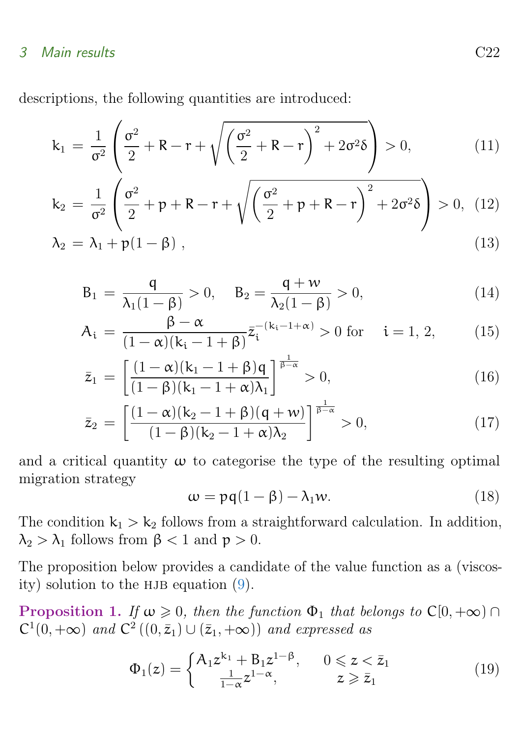descriptions, the following quantities are introduced:

$$k_1 = \frac{1}{\sigma^2}\left(\frac{\sigma^2}{2} + R - r + \sqrt{\left(\frac{\sigma^2}{2} + R - r\right)^2 + 2\sigma^2\delta}\right) > 0, \tag{11}$$

$$k_2 = \frac{1}{\sigma^2}\left(\frac{\sigma^2}{2} + p + R - r + \sqrt{\left(\frac{\sigma^2}{2} + p + R - r\right)^2 + 2\sigma^2\delta}\right) > 0, \tag{12}$$

$$\lambda_2 = \lambda_1 + p(1-\beta)\,, \tag{13}$$

$$B_1 = \frac{q}{\lambda_1(1-\beta)} > 0, \quad B_2 = \frac{q+w}{\lambda_2(1-\beta)} > 0, \tag{14}$$

$$A_i = \frac{\beta-\alpha}{(1-\alpha)(k_i - 1 + \beta)}\bar{z}_i^{-(k_i-1+\alpha)} > 0 \text{ for } \quad i = 1, 2, \tag{15}$$

$$\bar{z}_1 = \left[\frac{(1-\alpha)(k_1-1+\beta)q}{(1-\beta)(k_1-1+\alpha)\lambda_1}\right]^{\frac{1}{\beta-\alpha}} > 0, \tag{16}$$

$$\bar{z}_2 = \left[\frac{(1-\alpha)(k_2-1+\beta)(q+w)}{(1-\beta)(k_2-1+\alpha)\lambda_2}\right]^{\frac{1}{\beta-\alpha}} > 0, \tag{17}$$

and a critical quantity $\omega$ to categorise the type of the resulting optimal migration strategy

$$\omega = pq(1-\beta) - \lambda_1 w. \tag{18}$$

The condition $k_1 > k_2$ follows from a straightforward calculation. In addition, $\lambda_2 > \lambda_1$ follows from $\beta < 1$ and $p > 0$.

The proposition below provides a candidate of the value function as a (viscosity) solution to the HJB equation (9).

**Proposition 1.** *If $\omega \geqslant 0$, then the function $\Phi_1$ that belongs to $C[0, +\infty) \cap C^1(0, +\infty)$ and $C^2\left((0, \bar{z}_1) \cup (\bar{z}_1, +\infty)\right)$ and expressed as*

$$\Phi_1(z) = \begin{cases} A_1 z^{k_1} + B_1 z^{1-\beta}, & 0 \leqslant z < \bar{z}_1 \\ \frac{1}{1-\alpha} z^{1-\alpha}, & z \geqslant \bar{z}_1 \end{cases} \tag{19}$$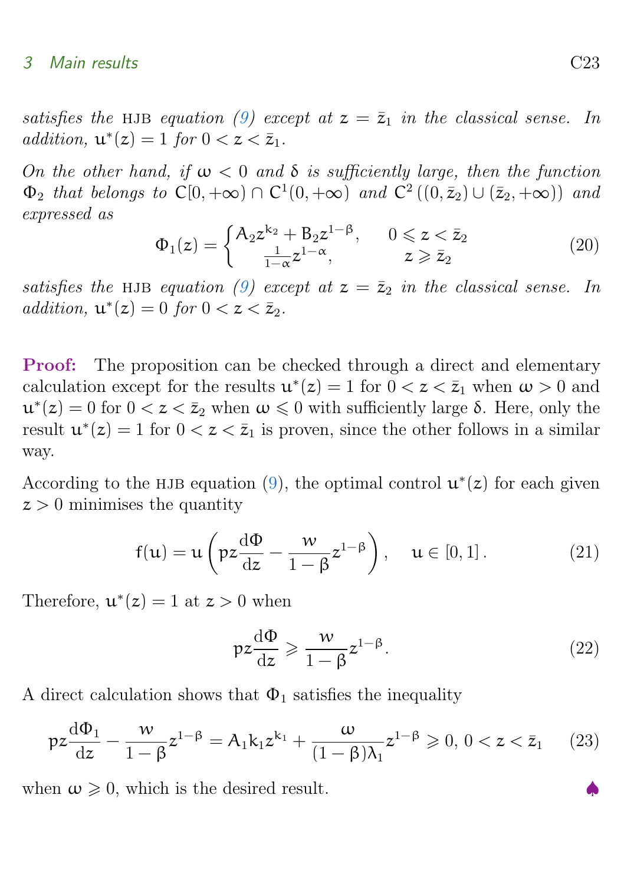*satisfies the* HJB *equation (9) except at $z = \bar{z}_1$ in the classical sense. In addition, $u^*(z) = 1$ for $0 < z < \bar{z}_1$.*

*On the other hand, if $\omega < 0$ and $\delta$ is sufficiently large, then the function $\Phi_2$ that belongs to $C[0, +\infty) \cap C^1(0, +\infty)$ and $C^2((0, \bar{z}_2) \cup (\bar{z}_2, +\infty))$ and expressed as*

$$\Phi_1(z) = \begin{cases} A_2 z^{k_2} + B_2 z^{1-\beta}, & 0 \leqslant z < \bar{z}_2 \\ \frac{1}{1-\alpha} z^{1-\alpha}, & z \geqslant \bar{z}_2 \end{cases} \tag{20}$$

*satisfies the* HJB *equation (9) except at $z = \bar{z}_2$ in the classical sense. In addition, $u^*(z) = 0$ for $0 < z < \bar{z}_2$.*

**Proof:** The proposition can be checked through a direct and elementary calculation except for the results $u^*(z) = 1$ for $0 < z < \bar{z}_1$ when $\omega > 0$ and $u^*(z) = 0$ for $0 < z < \bar{z}_2$ when $\omega \leqslant 0$ with sufficiently large $\delta$. Here, only the result $u^*(z) = 1$ for $0 < z < \bar{z}_1$ is proven, since the other follows in a similar way.

According to the HJB equation (9), the optimal control $u^*(z)$ for each given $z > 0$ minimises the quantity

$$f(u) = u\left(pz\frac{d\Phi}{dz} - \frac{w}{1-\beta}z^{1-\beta}\right), \quad u \in [0, 1]. \tag{21}$$

Therefore, $u^*(z) = 1$ at $z > 0$ when

$$pz\frac{d\Phi}{dz} \geqslant \frac{w}{1-\beta}z^{1-\beta}. \tag{22}$$

A direct calculation shows that $\Phi_1$ satisfies the inequality

$$pz\frac{d\Phi_1}{dz} - \frac{w}{1-\beta}z^{1-\beta} = A_1 k_1 z^{k_1} + \frac{\omega}{(1-\beta)\lambda_1}z^{1-\beta} \geqslant 0, \; 0 < z < \bar{z}_1 \tag{23}$$

when $\omega \geqslant 0$, which is the desired result. ♠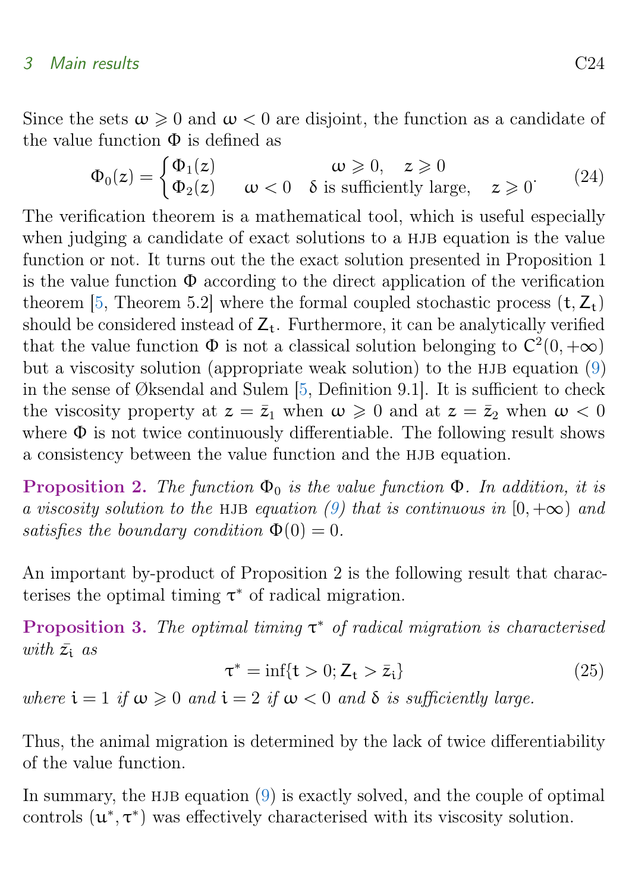Since the sets $\omega \geqslant 0$ and $\omega < 0$ are disjoint, the function as a candidate of the value function $\Phi$ is defined as

$$\Phi_0(z) = \begin{cases} \Phi_1(z) & \omega \geqslant 0, \quad z \geqslant 0 \\ \Phi_2(z) & \omega < 0 \quad \delta \text{ is sufficiently large,} \quad z \geqslant 0 \end{cases}. \tag{24}$$

The verification theorem is a mathematical tool, which is useful especially when judging a candidate of exact solutions to a HJB equation is the value function or not. It turns out the the exact solution presented in Proposition 1 is the value function $\Phi$ according to the direct application of the verification theorem [5, Theorem 5.2] where the formal coupled stochastic process $(t, Z_t)$ should be considered instead of $Z_t$. Furthermore, it can be analytically verified that the value function $\Phi$ is not a classical solution belonging to $C^2(0, +\infty)$ but a viscosity solution (appropriate weak solution) to the HJB equation (9) in the sense of Øksendal and Sulem [5, Definition 9.1]. It is sufficient to check the viscosity property at $z = \bar{z}_1$ when $\omega \geqslant 0$ and at $z = \bar{z}_2$ when $\omega < 0$ where $\Phi$ is not twice continuously differentiable. The following result shows a consistency between the value function and the HJB equation.

**Proposition 2.** *The function $\Phi_0$ is the value function $\Phi$. In addition, it is a viscosity solution to the* HJB *equation (9) that is continuous in $[0, +\infty)$ and satisfies the boundary condition $\Phi(0) = 0$.*

An important by-product of Proposition 2 is the following result that characterises the optimal timing $\tau^*$ of radical migration.

**Proposition 3.** *The optimal timing $\tau^*$ of radical migration is characterised with $\bar{z}_i$ as*

$$\tau^* = \inf\{t > 0; Z_t > \bar{z}_i\} \tag{25}$$

*where $i = 1$ if $\omega \geqslant 0$ and $i = 2$ if $\omega < 0$ and $\delta$ is sufficiently large.*

Thus, the animal migration is determined by the lack of twice differentiability of the value function.

In summary, the HJB equation (9) is exactly solved, and the couple of optimal controls $(u^*, \tau^*)$ was effectively characterised with its viscosity solution.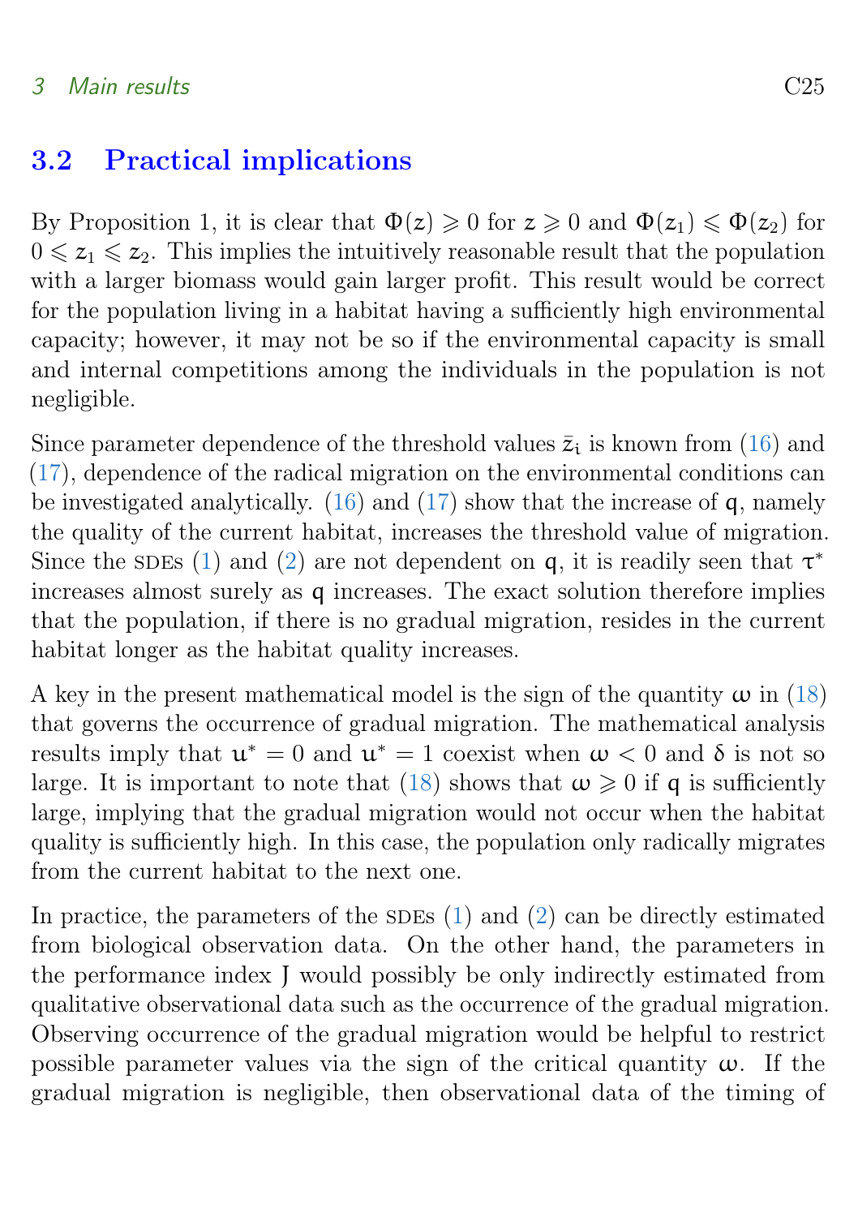## 3.2 Practical implications

By Proposition 1, it is clear that $\Phi(z) \geqslant 0$ for $z \geqslant 0$ and $\Phi(z_1) \leqslant \Phi(z_2)$ for $0 \leqslant z_1 \leqslant z_2$. This implies the intuitively reasonable result that the population with a larger biomass would gain larger profit. This result would be correct for the population living in a habitat having a sufficiently high environmental capacity; however, it may not be so if the environmental capacity is small and internal competitions among the individuals in the population is not negligible.

Since parameter dependence of the threshold values $\bar{z}_i$ is known from (16) and (17), dependence of the radical migration on the environmental conditions can be investigated analytically. (16) and (17) show that the increase of $q$, namely the quality of the current habitat, increases the threshold value of migration. Since the SDEs (1) and (2) are not dependent on $q$, it is readily seen that $\tau^*$ increases almost surely as $q$ increases. The exact solution therefore implies that the population, if there is no gradual migration, resides in the current habitat longer as the habitat quality increases.

A key in the present mathematical model is the sign of the quantity $\omega$ in (18) that governs the occurrence of gradual migration. The mathematical analysis results imply that $u^* = 0$ and $u^* = 1$ coexist when $\omega < 0$ and $\delta$ is not so large. It is important to note that (18) shows that $\omega \geqslant 0$ if $q$ is sufficiently large, implying that the gradual migration would not occur when the habitat quality is sufficiently high. In this case, the population only radically migrates from the current habitat to the next one.

In practice, the parameters of the SDEs (1) and (2) can be directly estimated from biological observation data. On the other hand, the parameters in the performance index $J$ would possibly be only indirectly estimated from qualitative observational data such as the occurrence of the gradual migration. Observing occurrence of the gradual migration would be helpful to restrict possible parameter values via the sign of the critical quantity $\omega$. If the gradual migration is negligible, then observational data of the timing of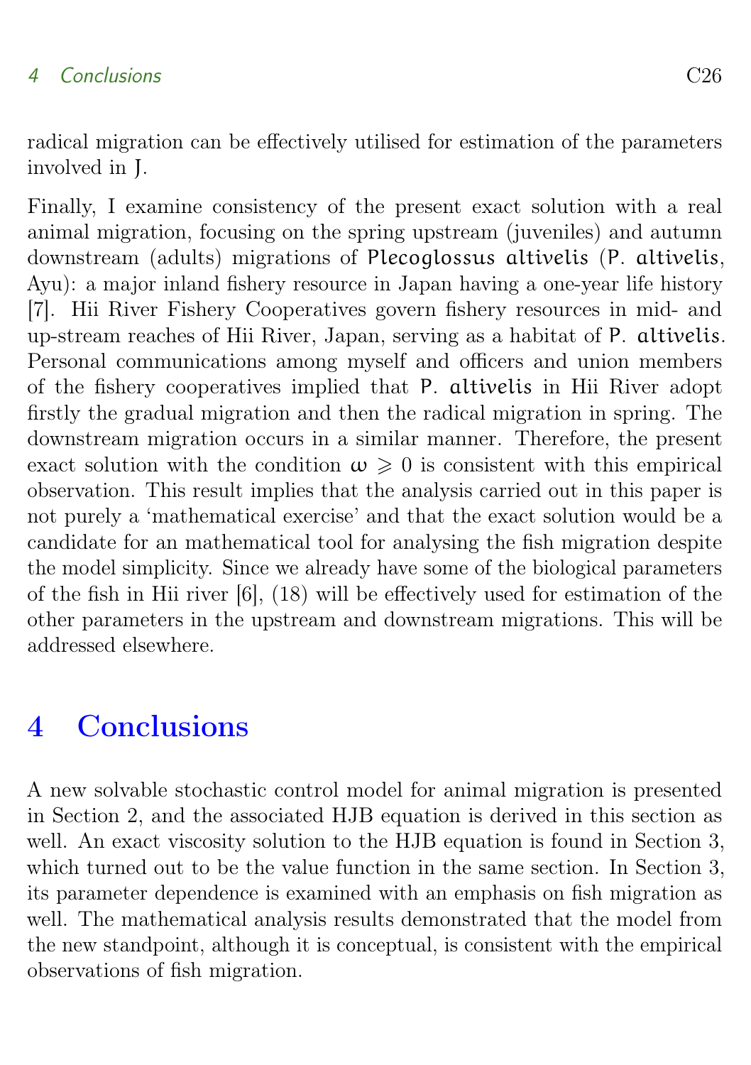radical migration can be effectively utilised for estimation of the parameters involved in $J$.

Finally, I examine consistency of the present exact solution with a real animal migration, focusing on the spring upstream (juveniles) and autumn downstream (adults) migrations of *Plecoglossus altivelis* (*P. altivelis*, Ayu): a major inland fishery resource in Japan having a one-year life history [7]. Hii River Fishery Cooperatives govern fishery resources in mid- and up-stream reaches of Hii River, Japan, serving as a habitat of *P. altivelis*. Personal communications among myself and officers and union members of the fishery cooperatives implied that *P. altivelis* in Hii River adopt firstly the gradual migration and then the radical migration in spring. The downstream migration occurs in a similar manner. Therefore, the present exact solution with the condition $\omega \geqslant 0$ is consistent with this empirical observation. This result implies that the analysis carried out in this paper is not purely a 'mathematical exercise' and that the exact solution would be a candidate for an mathematical tool for analysing the fish migration despite the model simplicity. Since we already have some of the biological parameters of the fish in Hii river [6], (18) will be effectively used for estimation of the other parameters in the upstream and downstream migrations. This will be addressed elsewhere.

## 4 Conclusions

A new solvable stochastic control model for animal migration is presented in Section 2, and the associated HJB equation is derived in this section as well. An exact viscosity solution to the HJB equation is found in Section 3, which turned out to be the value function in the same section. In Section 3, its parameter dependence is examined with an emphasis on fish migration as well. The mathematical analysis results demonstrated that the model from the new standpoint, although it is conceptual, is consistent with the empirical observations of fish migration.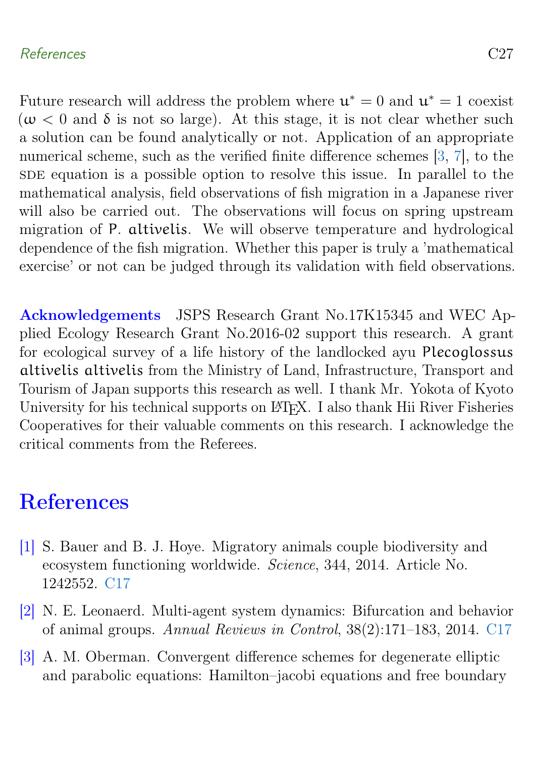Future research will address the problem where $u^* = 0$ and $u^* = 1$ coexist ($\omega < 0$ and $\delta$ is not so large). At this stage, it is not clear whether such a solution can be found analytically or not. Application of an appropriate numerical scheme, such as the verified finite difference schemes [3, 7], to the SDE equation is a possible option to resolve this issue. In parallel to the mathematical analysis, field observations of fish migration in a Japanese river will also be carried out. The observations will focus on spring upstream migration of *P. altivelis*. We will observe temperature and hydrological dependence of the fish migration. Whether this paper is truly a 'mathematical exercise' or not can be judged through its validation with field observations.

**Acknowledgements** JSPS Research Grant No.17K15345 and WEC Applied Ecology Research Grant No.2016-02 support this research. A grant for ecological survey of a life history of the landlocked ayu *Plecoglossus altivelis altivelis* from the Ministry of Land, Infrastructure, Transport and Tourism of Japan supports this research as well. I thank Mr. Yokota of Kyoto University for his technical supports on LaTeX. I also thank Hii River Fisheries Cooperatives for their valuable comments on this research. I acknowledge the critical comments from the Referees.

# References

[1] S. Bauer and B. J. Hoye. Migratory animals couple biodiversity and ecosystem functioning worldwide. *Science*, 344, 2014. Article No. 1242552. C17

[2] N. E. Leonaerd. Multi-agent system dynamics: Bifurcation and behavior of animal groups. *Annual Reviews in Control*, 38(2):171–183, 2014. C17

[3] A. M. Oberman. Convergent difference schemes for degenerate elliptic and parabolic equations: Hamilton–jacobi equations and free boundary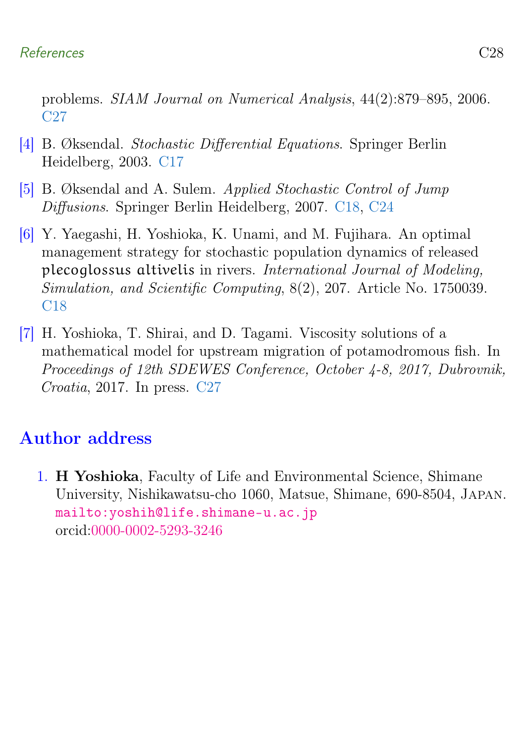problems. *SIAM Journal on Numerical Analysis*, 44(2):879–895, 2006. C27

[4] B. Øksendal. *Stochastic Differential Equations*. Springer Berlin Heidelberg, 2003. C17

[5] B. Øksendal and A. Sulem. *Applied Stochastic Control of Jump Diffusions*. Springer Berlin Heidelberg, 2007. C18, C24

[6] Y. Yaegashi, H. Yoshioka, K. Unami, and M. Fujihara. An optimal management strategy for stochastic population dynamics of released plecoglossus altivelis in rivers. *International Journal of Modeling, Simulation, and Scientific Computing*, 8(2), 207. Article No. 1750039. C18

[7] H. Yoshioka, T. Shirai, and D. Tagami. Viscosity solutions of a mathematical model for upstream migration of potamodromous fish. In *Proceedings of 12th SDEWES Conference, October 4-8, 2017, Dubrovnik, Croatia*, 2017. In press. C27

## Author address

1. **H Yoshioka**, Faculty of Life and Environmental Science, Shimane University, Nishikawatsu-cho 1060, Matsue, Shimane, 690-8504, Japan.
   mailto:yoshih@life.shimane-u.ac.jp
   orcid:0000-0002-5293-3246